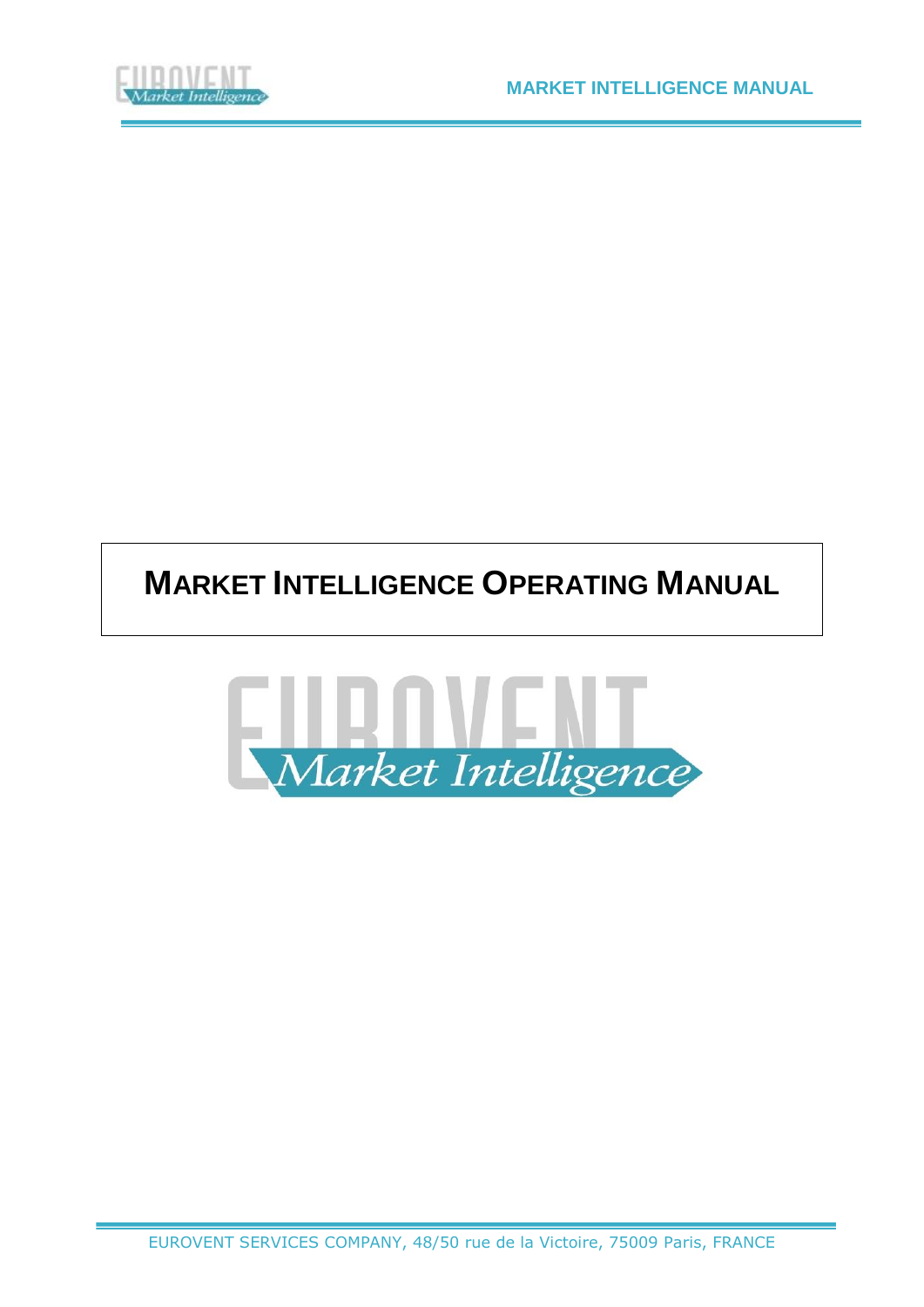# MARKET INTELLIGENCE OPERATING MANUAL

EUROVENT SERVICES COMPANY, 48/50 rue de la Victoire, 75009 Paris, FRANCE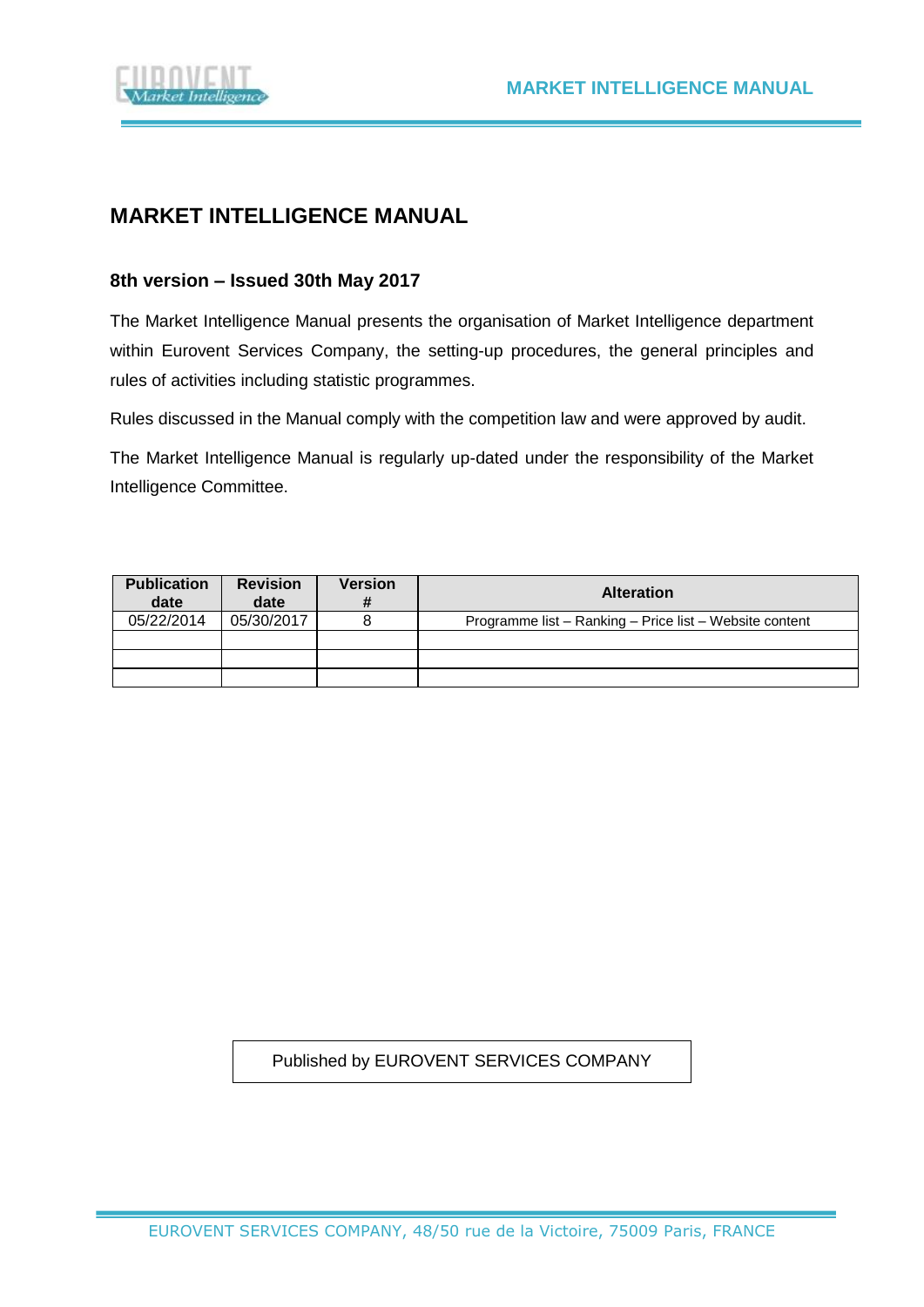# MARKET INTELLIGENCE MANUAL

## 8th version – Issued 30th May 2017

The Market Intelligence Manual presents the organisation of Market Intelligence department within Eurovent Services Company, the setting-up procedures, the general principles and rules of activities including statistic programmes.

Rules discussed in the Manual comply with the competition law and were approved by audit.

The Market Intelligence Manual is regularly up-dated under the responsibility of the Market Intelligence Committee.

| Publication date | Revision date | Version # | Alteration |
|---|---|---|---|
| 05/22/2014 | 05/30/2017 | 8 | Programme list – Ranking – Price list – Website content |
| | | | |
| | | | |
| | | | |

Published by EUROVENT SERVICES COMPANY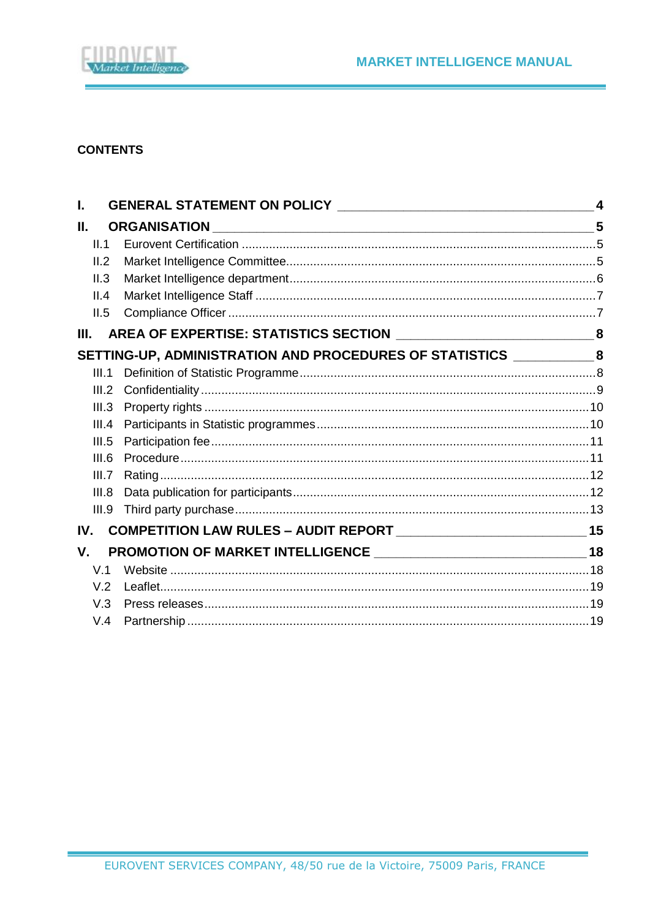**CONTENTS**

| | | |
|---|---|---|
| **I.** | **GENERAL STATEMENT ON POLICY** | **4** |
| **II.** | **ORGANISATION** | **5** |
| II.1 | Eurovent Certification | 5 |
| II.2 | Market Intelligence Committee | 5 |
| II.3 | Market Intelligence department | 6 |
| II.4 | Market Intelligence Staff | 7 |
| II.5 | Compliance Officer | 7 |
| **III.** | **AREA OF EXPERTISE: STATISTICS SECTION** | **8** |
| | **SETTING-UP, ADMINISTRATION AND PROCEDURES OF STATISTICS** | **8** |
| III.1 | Definition of Statistic Programme | 8 |
| III.2 | Confidentiality | 9 |
| III.3 | Property rights | 10 |
| III.4 | Participants in Statistic programmes | 10 |
| III.5 | Participation fee | 11 |
| III.6 | Procedure | 11 |
| III.7 | Rating | 12 |
| III.8 | Data publication for participants | 12 |
| III.9 | Third party purchase | 13 |
| **IV.** | **COMPETITION LAW RULES – AUDIT REPORT** | **15** |
| **V.** | **PROMOTION OF MARKET INTELLIGENCE** | **18** |
| V.1 | Website | 18 |
| V.2 | Leaflet | 19 |
| V.3 | Press releases | 19 |
| V.4 | Partnership | 19 |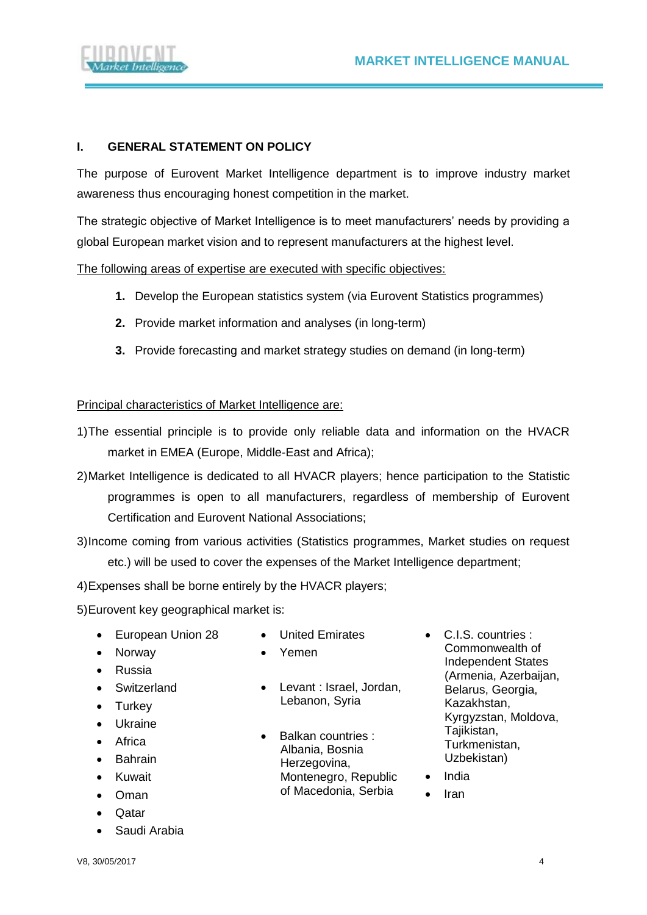## I. GENERAL STATEMENT ON POLICY

The purpose of Eurovent Market Intelligence department is to improve industry market awareness thus encouraging honest competition in the market.

The strategic objective of Market Intelligence is to meet manufacturers' needs by providing a global European market vision and to represent manufacturers at the highest level.

The following areas of expertise are executed with specific objectives:

1. Develop the European statistics system (via Eurovent Statistics programmes)
2. Provide market information and analyses (in long-term)
3. Provide forecasting and market strategy studies on demand (in long-term)

Principal characteristics of Market Intelligence are:

1) The essential principle is to provide only reliable data and information on the HVACR market in EMEA (Europe, Middle-East and Africa);
2) Market Intelligence is dedicated to all HVACR players; hence participation to the Statistic programmes is open to all manufacturers, regardless of membership of Eurovent Certification and Eurovent National Associations;
3) Income coming from various activities (Statistics programmes, Market studies on request etc.) will be used to cover the expenses of the Market Intelligence department;
4) Expenses shall be borne entirely by the HVACR players;
5) Eurovent key geographical market is:

- European Union 28
- Norway
- Russia
- Switzerland
- Turkey
- Ukraine
- Africa
- Bahrain
- Kuwait
- Oman
- Qatar
- Saudi Arabia
- United Emirates
- Yemen
- Levant : Israel, Jordan, Lebanon, Syria
- Balkan countries : Albania, Bosnia Herzegovina, Montenegro, Republic of Macedonia, Serbia
- C.I.S. countries : Commonwealth of Independent States (Armenia, Azerbaijan, Belarus, Georgia, Kazakhstan, Kyrgyzstan, Moldova, Tajikistan, Turkmenistan, Uzbekistan)
- India
- Iran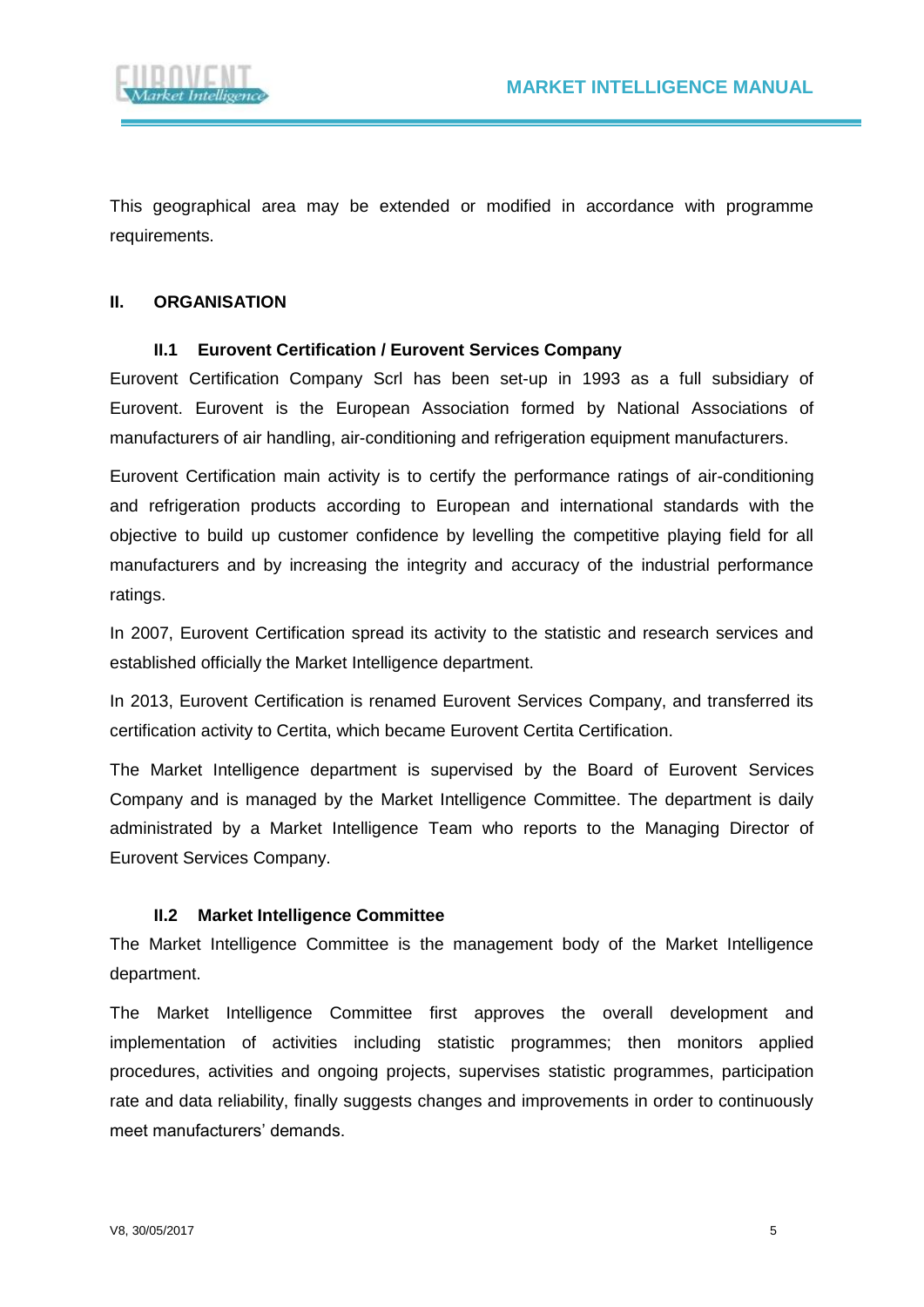This geographical area may be extended or modified in accordance with programme requirements.

## II. ORGANISATION

### II.1 Eurovent Certification / Eurovent Services Company

Eurovent Certification Company Scrl has been set-up in 1993 as a full subsidiary of Eurovent. Eurovent is the European Association formed by National Associations of manufacturers of air handling, air-conditioning and refrigeration equipment manufacturers.

Eurovent Certification main activity is to certify the performance ratings of air-conditioning and refrigeration products according to European and international standards with the objective to build up customer confidence by levelling the competitive playing field for all manufacturers and by increasing the integrity and accuracy of the industrial performance ratings.

In 2007, Eurovent Certification spread its activity to the statistic and research services and established officially the Market Intelligence department.

In 2013, Eurovent Certification is renamed Eurovent Services Company, and transferred its certification activity to Certita, which became Eurovent Certita Certification.

The Market Intelligence department is supervised by the Board of Eurovent Services Company and is managed by the Market Intelligence Committee. The department is daily administrated by a Market Intelligence Team who reports to the Managing Director of Eurovent Services Company.

### II.2 Market Intelligence Committee

The Market Intelligence Committee is the management body of the Market Intelligence department.

The Market Intelligence Committee first approves the overall development and implementation of activities including statistic programmes; then monitors applied procedures, activities and ongoing projects, supervises statistic programmes, participation rate and data reliability, finally suggests changes and improvements in order to continuously meet manufacturers' demands.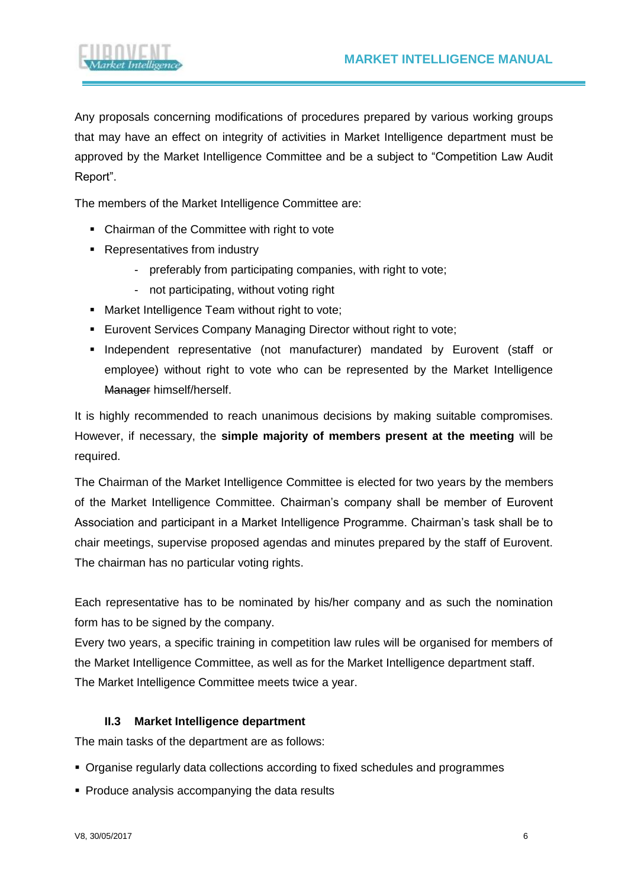Any proposals concerning modifications of procedures prepared by various working groups that may have an effect on integrity of activities in Market Intelligence department must be approved by the Market Intelligence Committee and be a subject to "Competition Law Audit Report".

The members of the Market Intelligence Committee are:

- Chairman of the Committee with right to vote
- Representatives from industry
  - preferably from participating companies, with right to vote;
  - not participating, without voting right
- Market Intelligence Team without right to vote;
- Eurovent Services Company Managing Director without right to vote;
- Independent representative (not manufacturer) mandated by Eurovent (staff or employee) without right to vote who can be represented by the Market Intelligence ~~Manager~~ himself/herself.

It is highly recommended to reach unanimous decisions by making suitable compromises. However, if necessary, the **simple majority of members present at the meeting** will be required.

The Chairman of the Market Intelligence Committee is elected for two years by the members of the Market Intelligence Committee. Chairman's company shall be member of Eurovent Association and participant in a Market Intelligence Programme. Chairman's task shall be to chair meetings, supervise proposed agendas and minutes prepared by the staff of Eurovent. The chairman has no particular voting rights.

Each representative has to be nominated by his/her company and as such the nomination form has to be signed by the company.

Every two years, a specific training in competition law rules will be organised for members of the Market Intelligence Committee, as well as for the Market Intelligence department staff.

The Market Intelligence Committee meets twice a year.

### II.3 Market Intelligence department

The main tasks of the department are as follows:

- Organise regularly data collections according to fixed schedules and programmes
- Produce analysis accompanying the data results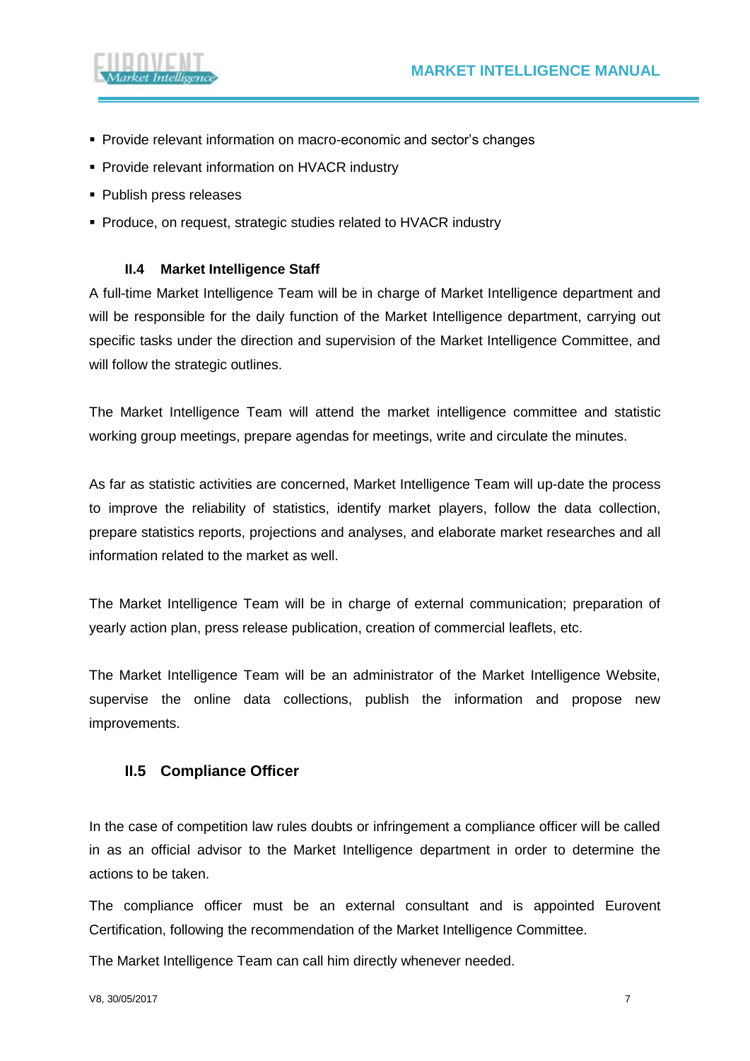- Provide relevant information on macro-economic and sector's changes
- Provide relevant information on HVACR industry
- Publish press releases
- Produce, on request, strategic studies related to HVACR industry

### II.4 Market Intelligence Staff

A full-time Market Intelligence Team will be in charge of Market Intelligence department and will be responsible for the daily function of the Market Intelligence department, carrying out specific tasks under the direction and supervision of the Market Intelligence Committee, and will follow the strategic outlines.

The Market Intelligence Team will attend the market intelligence committee and statistic working group meetings, prepare agendas for meetings, write and circulate the minutes.

As far as statistic activities are concerned, Market Intelligence Team will up-date the process to improve the reliability of statistics, identify market players, follow the data collection, prepare statistics reports, projections and analyses, and elaborate market researches and all information related to the market as well.

The Market Intelligence Team will be in charge of external communication; preparation of yearly action plan, press release publication, creation of commercial leaflets, etc.

The Market Intelligence Team will be an administrator of the Market Intelligence Website, supervise the online data collections, publish the information and propose new improvements.

### II.5 Compliance Officer

In the case of competition law rules doubts or infringement a compliance officer will be called in as an official advisor to the Market Intelligence department in order to determine the actions to be taken.

The compliance officer must be an external consultant and is appointed Eurovent Certification, following the recommendation of the Market Intelligence Committee.

The Market Intelligence Team can call him directly whenever needed.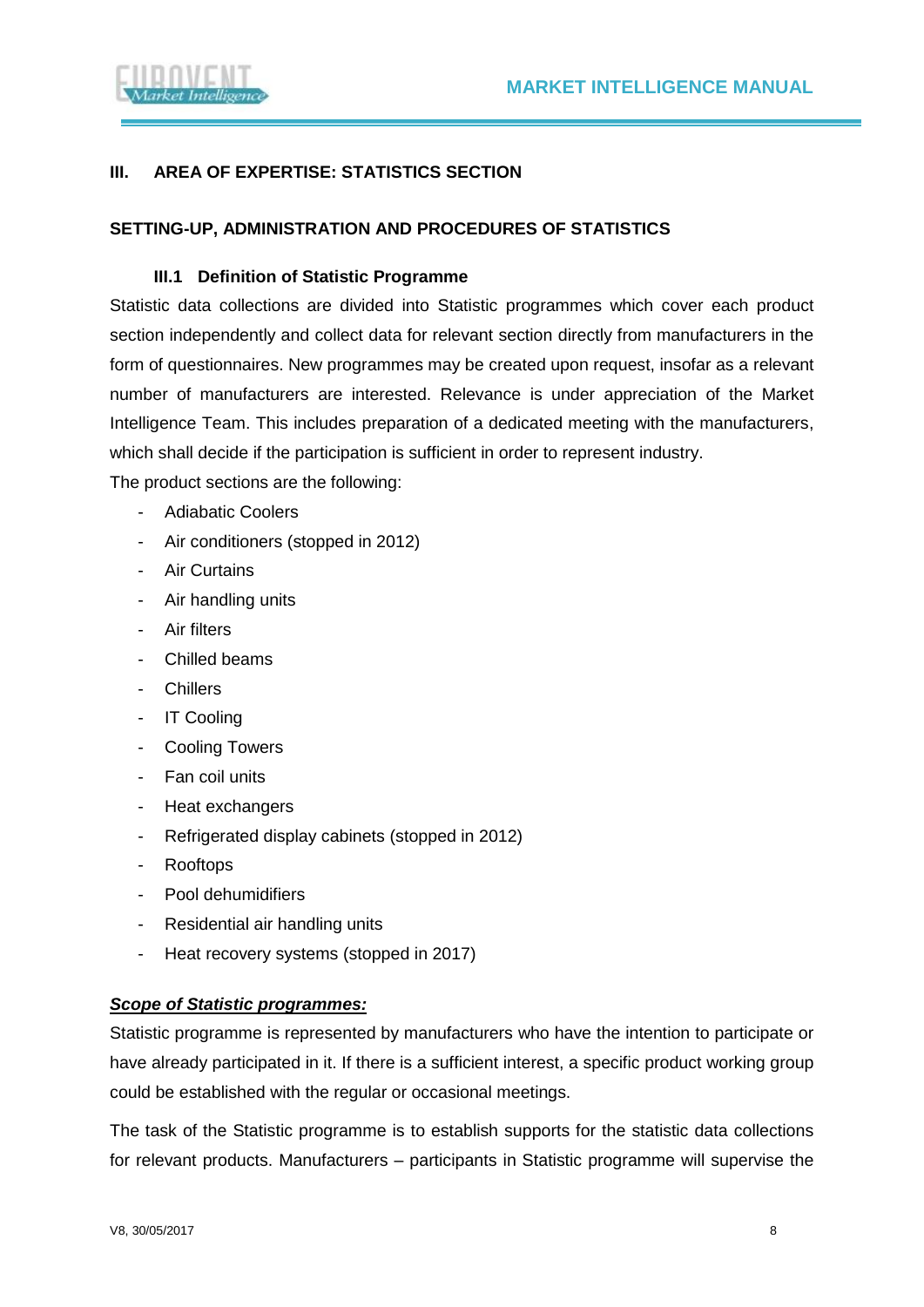## III. AREA OF EXPERTISE: STATISTICS SECTION

### SETTING-UP, ADMINISTRATION AND PROCEDURES OF STATISTICS

#### III.1 Definition of Statistic Programme

Statistic data collections are divided into Statistic programmes which cover each product section independently and collect data for relevant section directly from manufacturers in the form of questionnaires. New programmes may be created upon request, insofar as a relevant number of manufacturers are interested. Relevance is under appreciation of the Market Intelligence Team. This includes preparation of a dedicated meeting with the manufacturers, which shall decide if the participation is sufficient in order to represent industry.

The product sections are the following:

- Adiabatic Coolers
- Air conditioners (stopped in 2012)
- Air Curtains
- Air handling units
- Air filters
- Chilled beams
- Chillers
- IT Cooling
- Cooling Towers
- Fan coil units
- Heat exchangers
- Refrigerated display cabinets (stopped in 2012)
- Rooftops
- Pool dehumidifiers
- Residential air handling units
- Heat recovery systems (stopped in 2017)

***Scope of Statistic programmes:***

Statistic programme is represented by manufacturers who have the intention to participate or have already participated in it. If there is a sufficient interest, a specific product working group could be established with the regular or occasional meetings.

The task of the Statistic programme is to establish supports for the statistic data collections for relevant products. Manufacturers – participants in Statistic programme will supervise the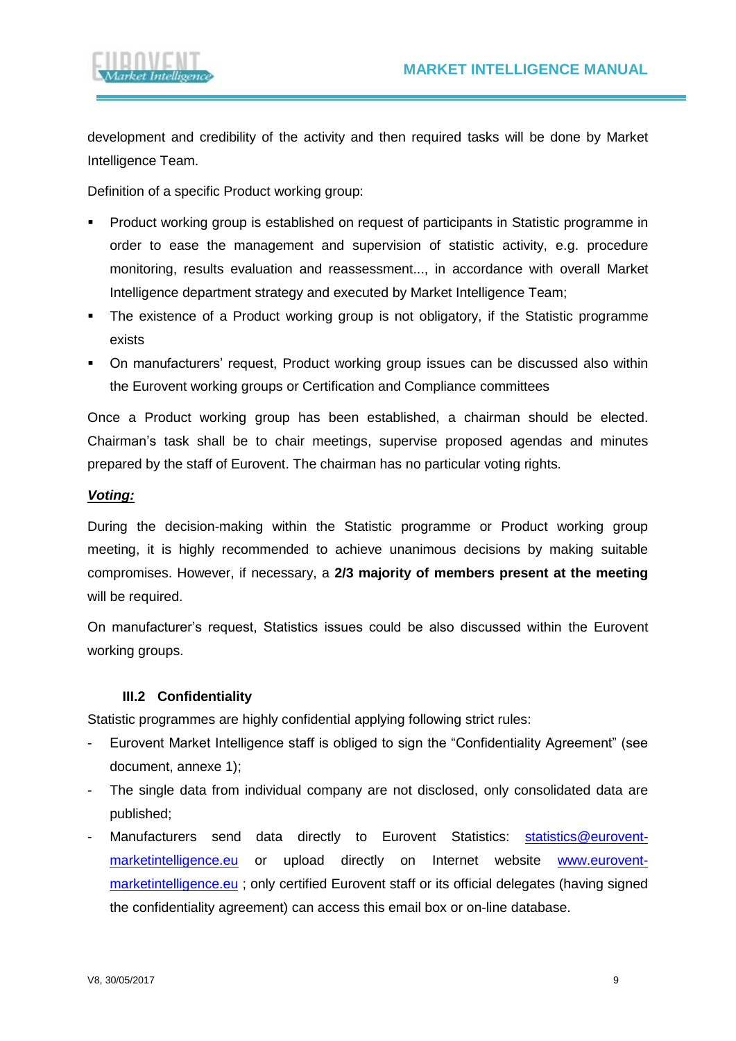development and credibility of the activity and then required tasks will be done by Market Intelligence Team.

Definition of a specific Product working group:

- Product working group is established on request of participants in Statistic programme in order to ease the management and supervision of statistic activity, e.g. procedure monitoring, results evaluation and reassessment..., in accordance with overall Market Intelligence department strategy and executed by Market Intelligence Team;
- The existence of a Product working group is not obligatory, if the Statistic programme exists
- On manufacturers' request, Product working group issues can be discussed also within the Eurovent working groups or Certification and Compliance committees

Once a Product working group has been established, a chairman should be elected. Chairman's task shall be to chair meetings, supervise proposed agendas and minutes prepared by the staff of Eurovent. The chairman has no particular voting rights.

***Voting:***

During the decision-making within the Statistic programme or Product working group meeting, it is highly recommended to achieve unanimous decisions by making suitable compromises. However, if necessary, a **2/3 majority of members present at the meeting** will be required.

On manufacturer's request, Statistics issues could be also discussed within the Eurovent working groups.

### III.2 Confidentiality

Statistic programmes are highly confidential applying following strict rules:

- Eurovent Market Intelligence staff is obliged to sign the "Confidentiality Agreement" (see document, annexe 1);
- The single data from individual company are not disclosed, only consolidated data are published;
- Manufacturers send data directly to Eurovent Statistics: statistics@eurovent-marketintelligence.eu or upload directly on Internet website www.eurovent-marketintelligence.eu ; only certified Eurovent staff or its official delegates (having signed the confidentiality agreement) can access this email box or on-line database.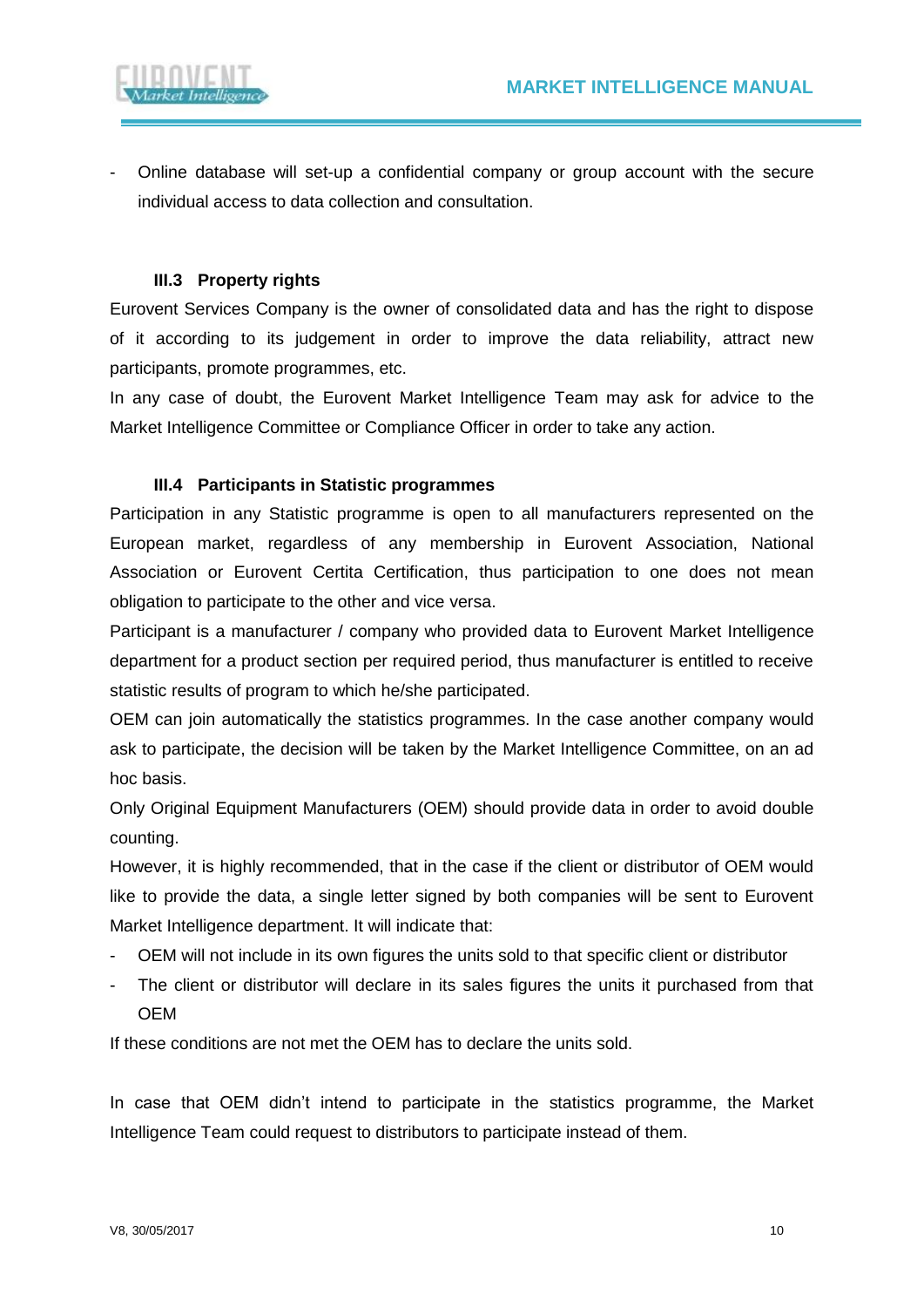- Online database will set-up a confidential company or group account with the secure individual access to data collection and consultation.

### III.3 Property rights

Eurovent Services Company is the owner of consolidated data and has the right to dispose of it according to its judgement in order to improve the data reliability, attract new participants, promote programmes, etc.

In any case of doubt, the Eurovent Market Intelligence Team may ask for advice to the Market Intelligence Committee or Compliance Officer in order to take any action.

### III.4 Participants in Statistic programmes

Participation in any Statistic programme is open to all manufacturers represented on the European market, regardless of any membership in Eurovent Association, National Association or Eurovent Certita Certification, thus participation to one does not mean obligation to participate to the other and vice versa.

Participant is a manufacturer / company who provided data to Eurovent Market Intelligence department for a product section per required period, thus manufacturer is entitled to receive statistic results of program to which he/she participated.

OEM can join automatically the statistics programmes. In the case another company would ask to participate, the decision will be taken by the Market Intelligence Committee, on an ad hoc basis.

Only Original Equipment Manufacturers (OEM) should provide data in order to avoid double counting.

However, it is highly recommended, that in the case if the client or distributor of OEM would like to provide the data, a single letter signed by both companies will be sent to Eurovent Market Intelligence department. It will indicate that:

- OEM will not include in its own figures the units sold to that specific client or distributor
- The client or distributor will declare in its sales figures the units it purchased from that OEM

If these conditions are not met the OEM has to declare the units sold.

In case that OEM didn't intend to participate in the statistics programme, the Market Intelligence Team could request to distributors to participate instead of them.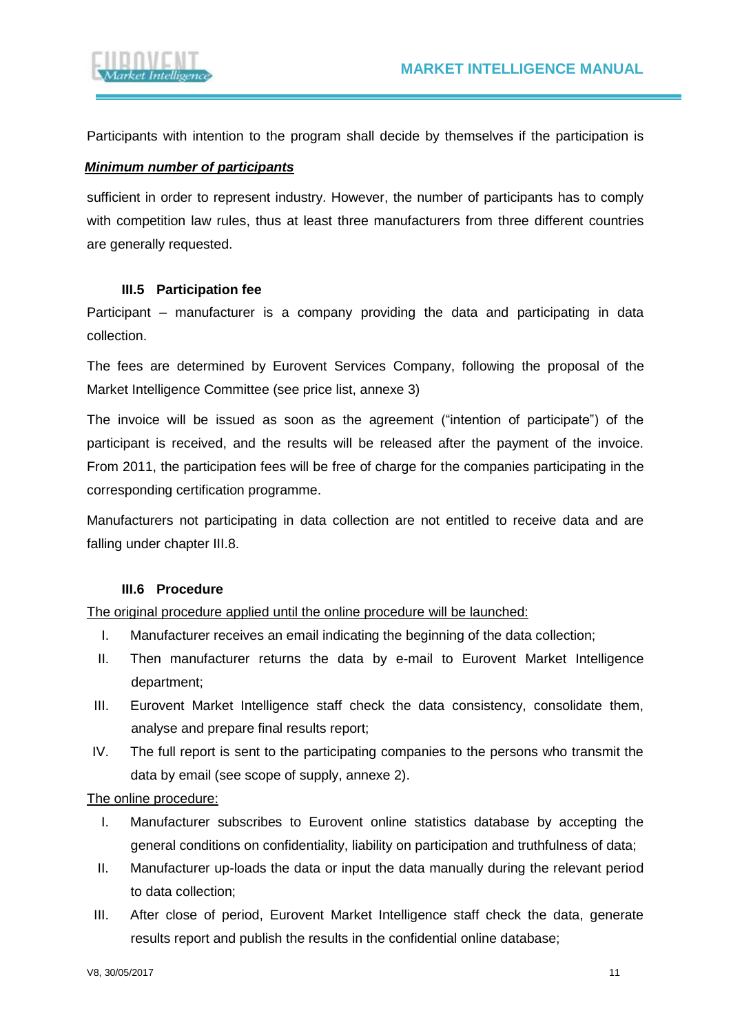Participants with intention to the program shall decide by themselves if the participation is

***Minimum number of participants***

sufficient in order to represent industry. However, the number of participants has to comply with competition law rules, thus at least three manufacturers from three different countries are generally requested.

### III.5 Participation fee

Participant – manufacturer is a company providing the data and participating in data collection.

The fees are determined by Eurovent Services Company, following the proposal of the Market Intelligence Committee (see price list, annexe 3)

The invoice will be issued as soon as the agreement ("intention of participate") of the participant is received, and the results will be released after the payment of the invoice. From 2011, the participation fees will be free of charge for the companies participating in the corresponding certification programme.

Manufacturers not participating in data collection are not entitled to receive data and are falling under chapter III.8.

### III.6 Procedure

<u>The original procedure applied until the online procedure will be launched:</u>

I. Manufacturer receives an email indicating the beginning of the data collection;
II. Then manufacturer returns the data by e-mail to Eurovent Market Intelligence department;
III. Eurovent Market Intelligence staff check the data consistency, consolidate them, analyse and prepare final results report;
IV. The full report is sent to the participating companies to the persons who transmit the data by email (see scope of supply, annexe 2).

<u>The online procedure:</u>

I. Manufacturer subscribes to Eurovent online statistics database by accepting the general conditions on confidentiality, liability on participation and truthfulness of data;
II. Manufacturer up-loads the data or input the data manually during the relevant period to data collection;
III. After close of period, Eurovent Market Intelligence staff check the data, generate results report and publish the results in the confidential online database;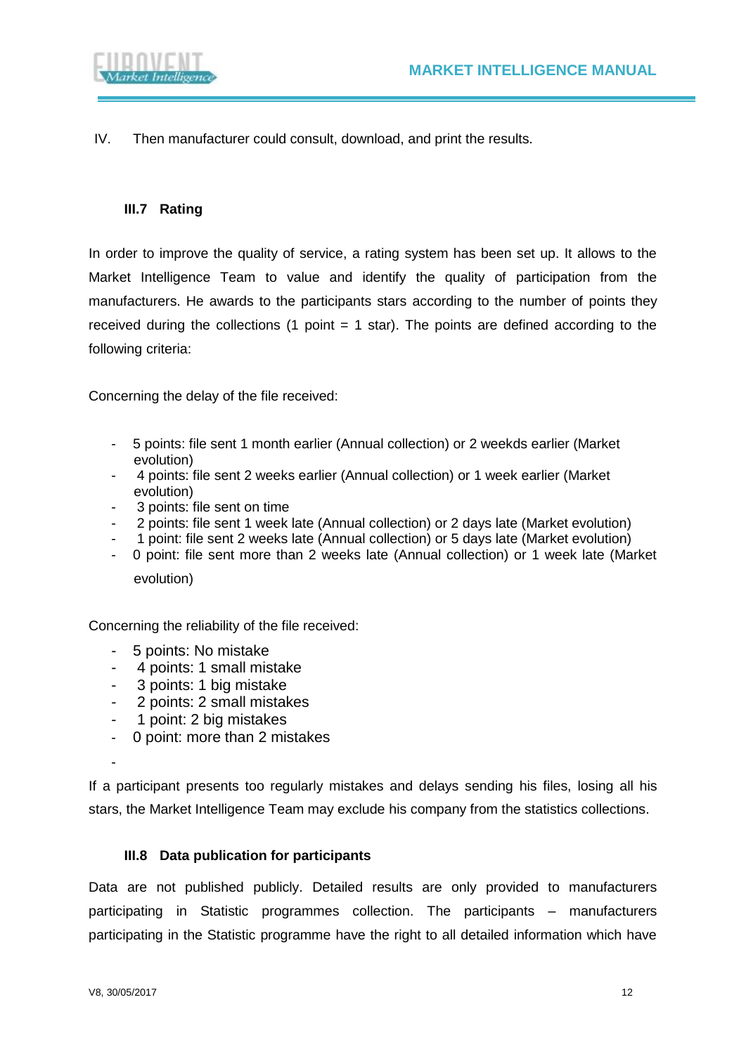IV. Then manufacturer could consult, download, and print the results.

### III.7 Rating

In order to improve the quality of service, a rating system has been set up. It allows to the Market Intelligence Team to value and identify the quality of participation from the manufacturers. He awards to the participants stars according to the number of points they received during the collections (1 point = 1 star). The points are defined according to the following criteria:

Concerning the delay of the file received:

- 5 points: file sent 1 month earlier (Annual collection) or 2 weekds earlier (Market evolution)
- 4 points: file sent 2 weeks earlier (Annual collection) or 1 week earlier (Market evolution)
- 3 points: file sent on time
- 2 points: file sent 1 week late (Annual collection) or 2 days late (Market evolution)
- 1 point: file sent 2 weeks late (Annual collection) or 5 days late (Market evolution)
- 0 point: file sent more than 2 weeks late (Annual collection) or 1 week late (Market evolution)

Concerning the reliability of the file received:

- 5 points: No mistake
- 4 points: 1 small mistake
- 3 points: 1 big mistake
- 2 points: 2 small mistakes
- 1 point: 2 big mistakes
- 0 point: more than 2 mistakes

If a participant presents too regularly mistakes and delays sending his files, losing all his stars, the Market Intelligence Team may exclude his company from the statistics collections.

### III.8 Data publication for participants

Data are not published publicly. Detailed results are only provided to manufacturers participating in Statistic programmes collection. The participants – manufacturers participating in the Statistic programme have the right to all detailed information which have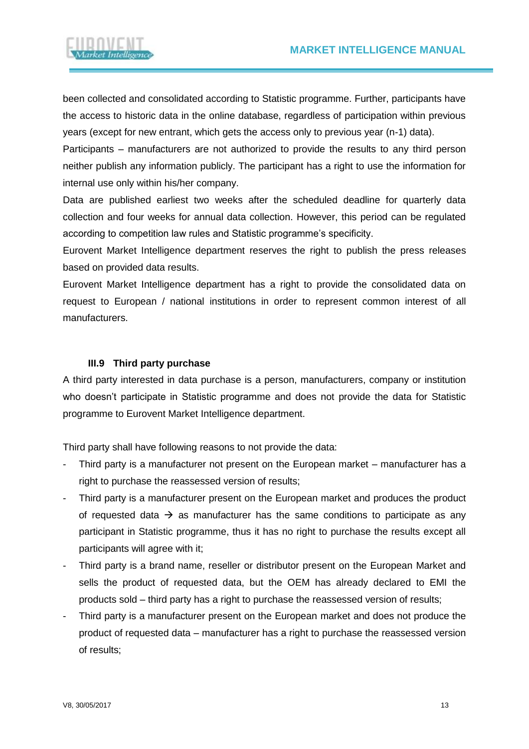been collected and consolidated according to Statistic programme. Further, participants have the access to historic data in the online database, regardless of participation within previous years (except for new entrant, which gets the access only to previous year (n-1) data).

Participants – manufacturers are not authorized to provide the results to any third person neither publish any information publicly. The participant has a right to use the information for internal use only within his/her company.

Data are published earliest two weeks after the scheduled deadline for quarterly data collection and four weeks for annual data collection. However, this period can be regulated according to competition law rules and Statistic programme's specificity.

Eurovent Market Intelligence department reserves the right to publish the press releases based on provided data results.

Eurovent Market Intelligence department has a right to provide the consolidated data on request to European / national institutions in order to represent common interest of all manufacturers.

### III.9 Third party purchase

A third party interested in data purchase is a person, manufacturers, company or institution who doesn't participate in Statistic programme and does not provide the data for Statistic programme to Eurovent Market Intelligence department.

Third party shall have following reasons to not provide the data:

- Third party is a manufacturer not present on the European market – manufacturer has a right to purchase the reassessed version of results;
- Third party is a manufacturer present on the European market and produces the product of requested data → as manufacturer has the same conditions to participate as any participant in Statistic programme, thus it has no right to purchase the results except all participants will agree with it;
- Third party is a brand name, reseller or distributor present on the European Market and sells the product of requested data, but the OEM has already declared to EMI the products sold – third party has a right to purchase the reassessed version of results;
- Third party is a manufacturer present on the European market and does not produce the product of requested data – manufacturer has a right to purchase the reassessed version of results;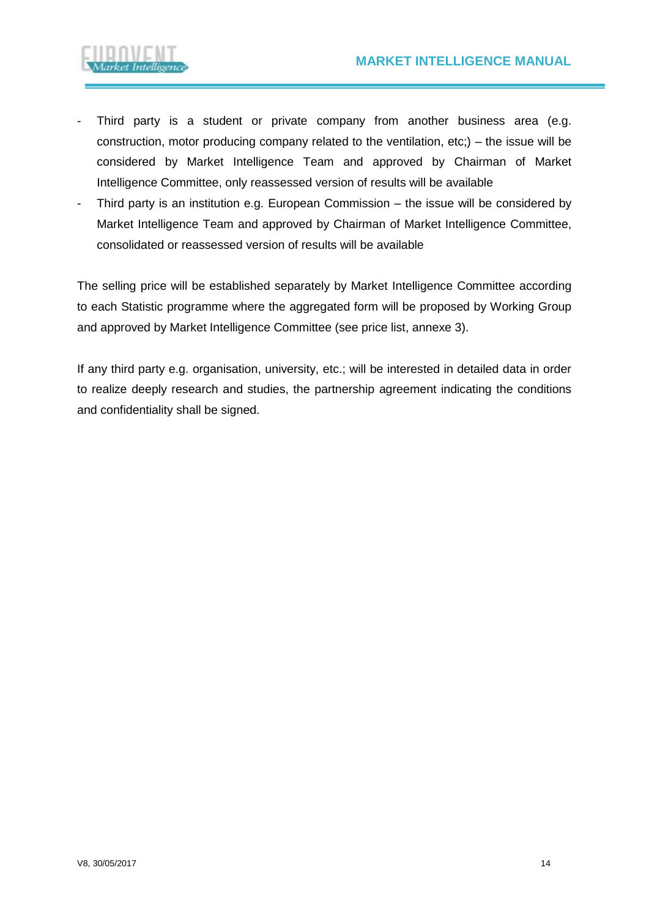- Third party is a student or private company from another business area (e.g. construction, motor producing company related to the ventilation, etc;) – the issue will be considered by Market Intelligence Team and approved by Chairman of Market Intelligence Committee, only reassessed version of results will be available
- Third party is an institution e.g. European Commission – the issue will be considered by Market Intelligence Team and approved by Chairman of Market Intelligence Committee, consolidated or reassessed version of results will be available

The selling price will be established separately by Market Intelligence Committee according to each Statistic programme where the aggregated form will be proposed by Working Group and approved by Market Intelligence Committee (see price list, annexe 3).

If any third party e.g. organisation, university, etc.; will be interested in detailed data in order to realize deeply research and studies, the partnership agreement indicating the conditions and confidentiality shall be signed.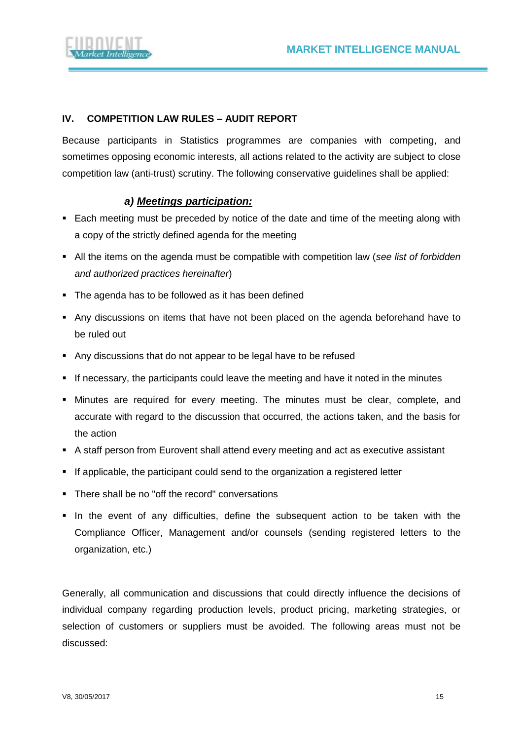## IV. COMPETITION LAW RULES – AUDIT REPORT

Because participants in Statistics programmes are companies with competing, and sometimes opposing economic interests, all actions related to the activity are subject to close competition law (anti-trust) scrutiny. The following conservative guidelines shall be applied:

### *a) Meetings participation:*

- Each meeting must be preceded by notice of the date and time of the meeting along with a copy of the strictly defined agenda for the meeting
- All the items on the agenda must be compatible with competition law (*see list of forbidden and authorized practices hereinafter*)
- The agenda has to be followed as it has been defined
- Any discussions on items that have not been placed on the agenda beforehand have to be ruled out
- Any discussions that do not appear to be legal have to be refused
- If necessary, the participants could leave the meeting and have it noted in the minutes
- Minutes are required for every meeting. The minutes must be clear, complete, and accurate with regard to the discussion that occurred, the actions taken, and the basis for the action
- A staff person from Eurovent shall attend every meeting and act as executive assistant
- If applicable, the participant could send to the organization a registered letter
- There shall be no "off the record" conversations
- In the event of any difficulties, define the subsequent action to be taken with the Compliance Officer, Management and/or counsels (sending registered letters to the organization, etc.)

Generally, all communication and discussions that could directly influence the decisions of individual company regarding production levels, product pricing, marketing strategies, or selection of customers or suppliers must be avoided. The following areas must not be discussed: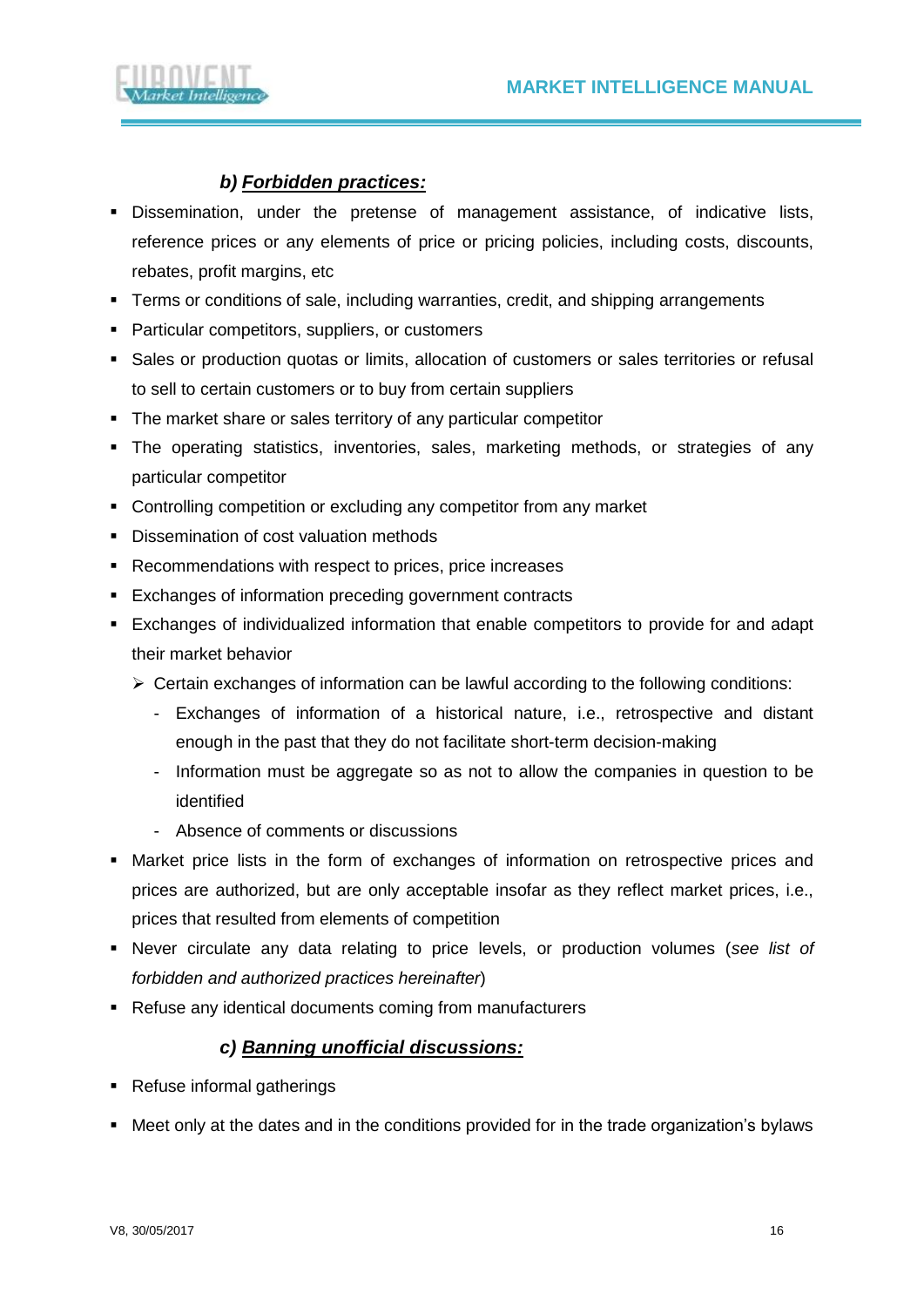### b) ***Forbidden practices:***

- Dissemination, under the pretense of management assistance, of indicative lists, reference prices or any elements of price or pricing policies, including costs, discounts, rebates, profit margins, etc
- Terms or conditions of sale, including warranties, credit, and shipping arrangements
- Particular competitors, suppliers, or customers
- Sales or production quotas or limits, allocation of customers or sales territories or refusal to sell to certain customers or to buy from certain suppliers
- The market share or sales territory of any particular competitor
- The operating statistics, inventories, sales, marketing methods, or strategies of any particular competitor
- Controlling competition or excluding any competitor from any market
- Dissemination of cost valuation methods
- Recommendations with respect to prices, price increases
- Exchanges of information preceding government contracts
- Exchanges of individualized information that enable competitors to provide for and adapt their market behavior
  - Certain exchanges of information can be lawful according to the following conditions:
    - Exchanges of information of a historical nature, i.e., retrospective and distant enough in the past that they do not facilitate short-term decision-making
    - Information must be aggregate so as not to allow the companies in question to be identified
    - Absence of comments or discussions
- Market price lists in the form of exchanges of information on retrospective prices and prices are authorized, but are only acceptable insofar as they reflect market prices, i.e., prices that resulted from elements of competition
- Never circulate any data relating to price levels, or production volumes (*see list of forbidden and authorized practices hereinafter*)
- Refuse any identical documents coming from manufacturers

### c) ***Banning unofficial discussions:***

- Refuse informal gatherings
- Meet only at the dates and in the conditions provided for in the trade organization's bylaws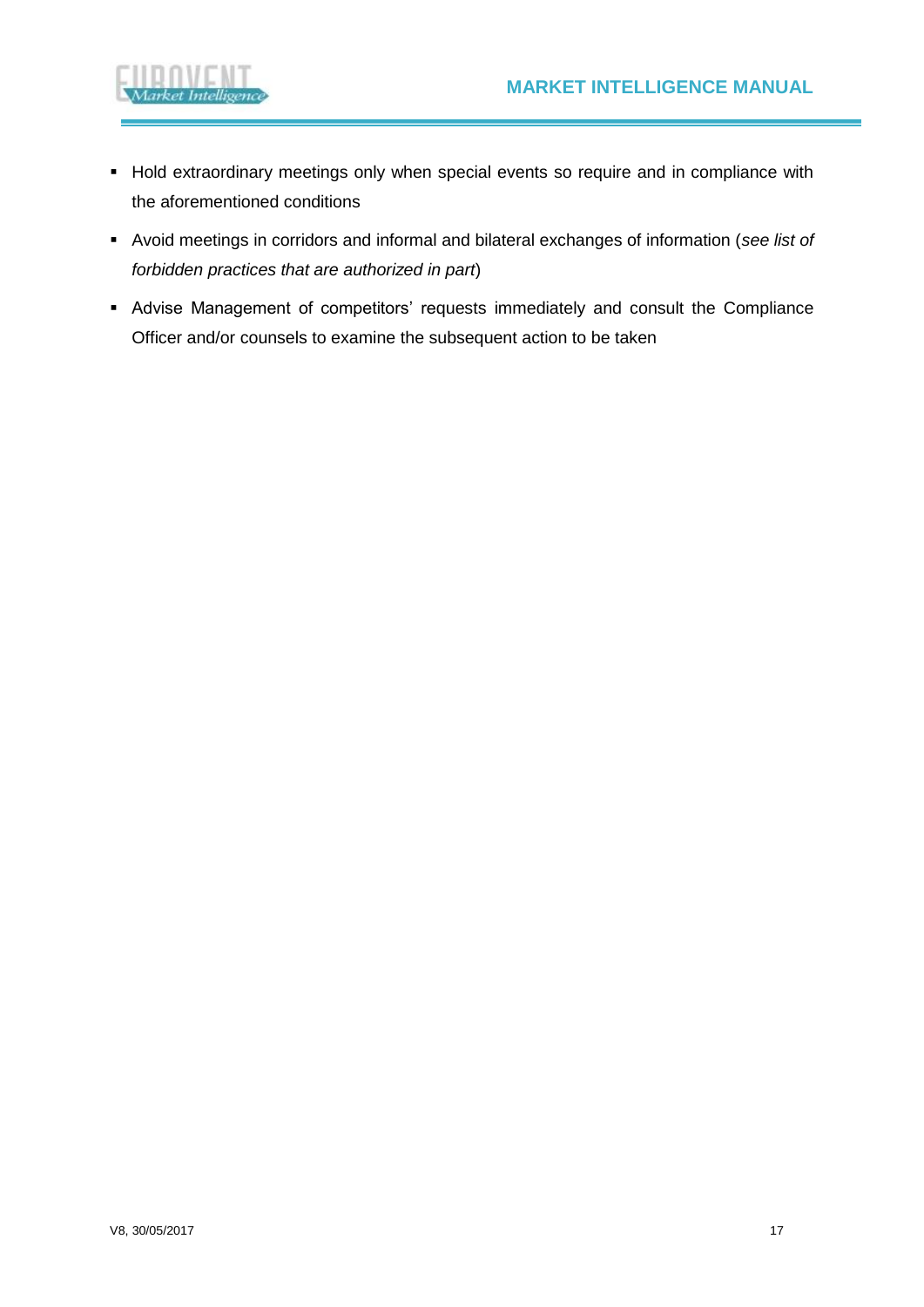- Hold extraordinary meetings only when special events so require and in compliance with the aforementioned conditions
- Avoid meetings in corridors and informal and bilateral exchanges of information (*see list of forbidden practices that are authorized in part*)
- Advise Management of competitors' requests immediately and consult the Compliance Officer and/or counsels to examine the subsequent action to be taken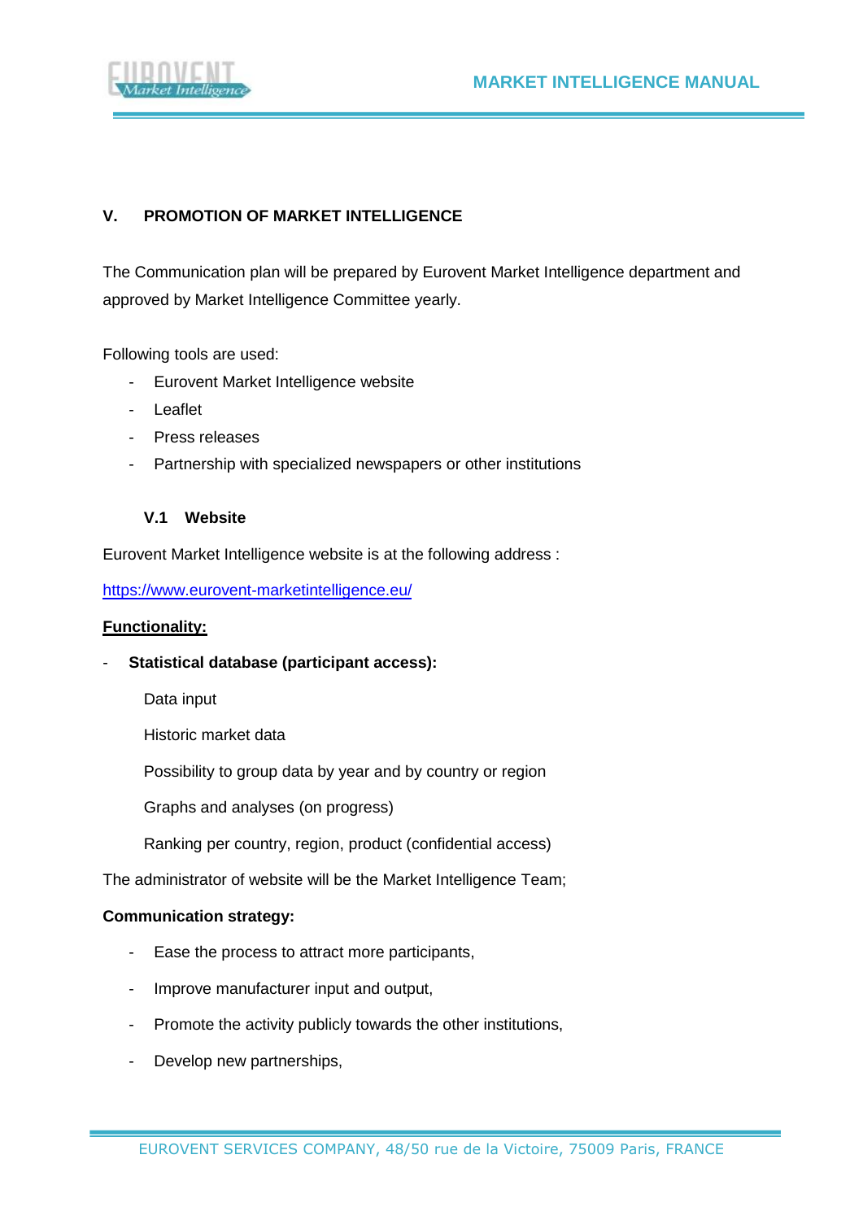## V. PROMOTION OF MARKET INTELLIGENCE

The Communication plan will be prepared by Eurovent Market Intelligence department and approved by Market Intelligence Committee yearly.

Following tools are used:

- Eurovent Market Intelligence website
- Leaflet
- Press releases
- Partnership with specialized newspapers or other institutions

### V.1 Website

Eurovent Market Intelligence website is at the following address :

https://www.eurovent-marketintelligence.eu/

**Functionality:**

- **Statistical database (participant access):**

  Data input

  Historic market data

  Possibility to group data by year and by country or region

  Graphs and analyses (on progress)

  Ranking per country, region, product (confidential access)

The administrator of website will be the Market Intelligence Team;

**Communication strategy:**

- Ease the process to attract more participants,
- Improve manufacturer input and output,
- Promote the activity publicly towards the other institutions,
- Develop new partnerships,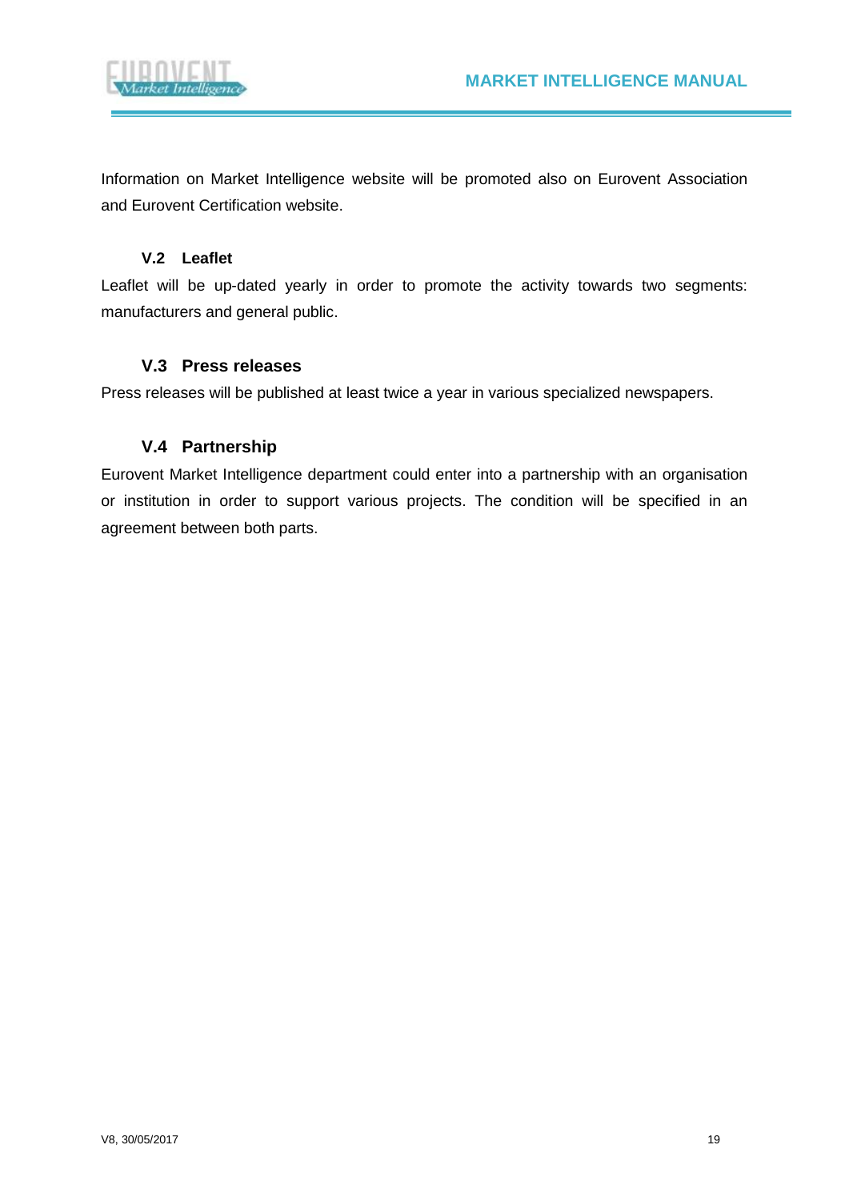Information on Market Intelligence website will be promoted also on Eurovent Association and Eurovent Certification website.

### V.2 Leaflet

Leaflet will be up-dated yearly in order to promote the activity towards two segments: manufacturers and general public.

### V.3 Press releases

Press releases will be published at least twice a year in various specialized newspapers.

### V.4 Partnership

Eurovent Market Intelligence department could enter into a partnership with an organisation or institution in order to support various projects. The condition will be specified in an agreement between both parts.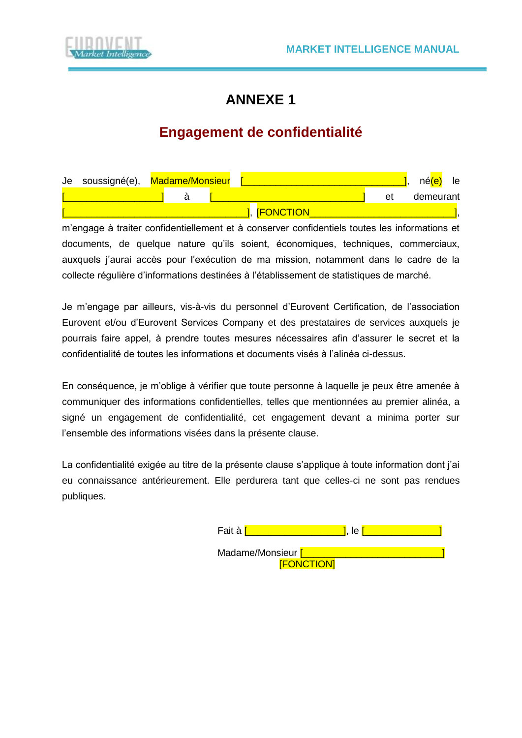# ANNEXE 1

## Engagement de confidentialité

Je soussigné(e), Madame/Monsieur [\_\_\_\_\_\_\_\_\_\_\_\_\_\_\_\_\_\_\_\_\_\_\_\_\_\_\_\_\_], né(e) le [\_\_\_\_\_\_\_\_\_\_\_\_\_\_\_\_\_] à [\_\_\_\_\_\_\_\_\_\_\_\_\_\_\_\_\_\_\_\_\_\_\_\_\_\_\_] et demeurant [\_\_\_\_\_\_\_\_\_\_\_\_\_\_\_\_\_\_\_\_\_\_\_\_\_\_\_\_\_\_\_\_], [FONCTION\_\_\_\_\_\_\_\_\_\_\_\_\_\_\_\_\_\_\_\_\_\_\_\_\_\_\_], m'engage à traiter confidentiellement et à conserver confidentiels toutes les informations et documents, de quelque nature qu'ils soient, économiques, techniques, commerciaux, auxquels j'aurai accès pour l'exécution de ma mission, notamment dans le cadre de la collecte régulière d'informations destinées à l'établissement de statistiques de marché.

Je m'engage par ailleurs, vis-à-vis du personnel d'Eurovent Certification, de l'association Eurovent et/ou d'Eurovent Services Company et des prestataires de services auxquels je pourrais faire appel, à prendre toutes mesures nécessaires afin d'assurer le secret et la confidentialité de toutes les informations et documents visés à l'alinéa ci-dessus.

En conséquence, je m'oblige à vérifier que toute personne à laquelle je peux être amenée à communiquer des informations confidentielles, telles que mentionnées au premier alinéa, a signé un engagement de confidentialité, cet engagement devant a minima porter sur l'ensemble des informations visées dans la présente clause.

La confidentialité exigée au titre de la présente clause s'applique à toute information dont j'ai eu connaissance antérieurement. Elle perdurera tant que celles-ci ne sont pas rendues publiques.

Fait à [\_\_\_\_\_\_\_\_\_\_\_\_\_\_\_\_\_\_], le [\_\_\_\_\_\_\_\_\_\_\_\_\_\_]

Madame/Monsieur [\_\_\_\_\_\_\_\_\_\_\_\_\_\_\_\_\_\_\_\_\_\_\_\_\_]
[FONCTION]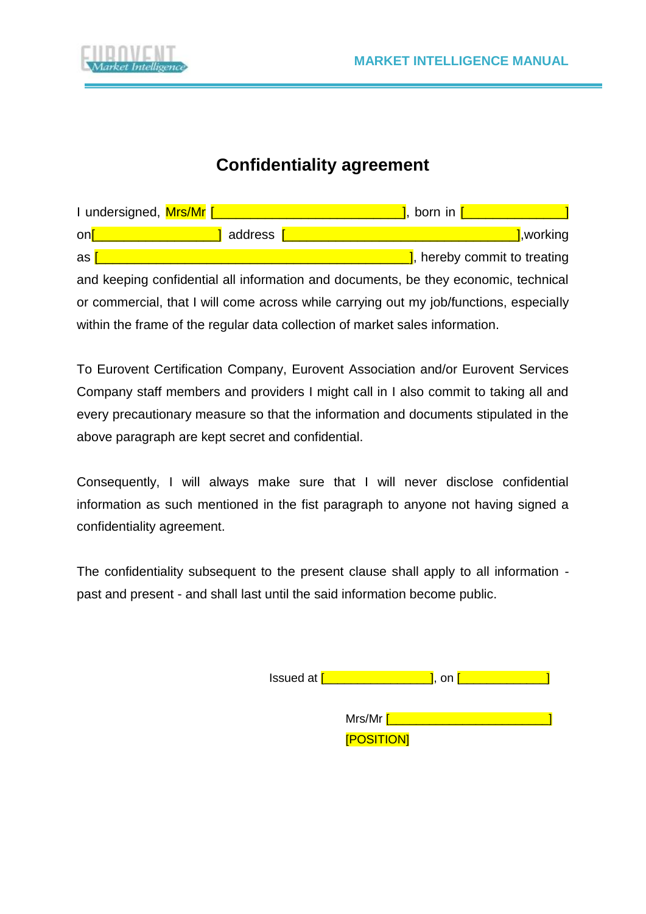# Confidentiality agreement

I undersigned, Mrs/Mr [\_\_\_\_\_\_\_\_\_\_\_\_\_\_\_\_\_\_\_\_\_\_\_\_\_\_\_\_\_\_], born in [\_\_\_\_\_\_\_\_\_\_\_\_\_\_\_\_] on[\_\_\_\_\_\_\_\_\_\_\_\_\_\_\_\_\_\_\_\_] address [\_\_\_\_\_\_\_\_\_\_\_\_\_\_\_\_\_\_\_\_\_\_\_\_\_\_\_\_\_\_\_\_\_\_\_\_],working as [\_\_\_\_\_\_\_\_\_\_\_\_\_\_\_\_\_\_\_\_\_\_\_\_\_\_\_\_\_\_\_\_\_\_\_\_\_\_\_\_\_\_\_\_\_\_\_], hereby commit to treating and keeping confidential all information and documents, be they economic, technical or commercial, that I will come across while carrying out my job/functions, especially within the frame of the regular data collection of market sales information.

To Eurovent Certification Company, Eurovent Association and/or Eurovent Services Company staff members and providers I might call in I also commit to taking all and every precautionary measure so that the information and documents stipulated in the above paragraph are kept secret and confidential.

Consequently, I will always make sure that I will never disclose confidential information as such mentioned in the fist paragraph to anyone not having signed a confidentiality agreement.

The confidentiality subsequent to the present clause shall apply to all information - past and present - and shall last until the said information become public.

Issued at [\_\_\_\_\_\_\_\_\_\_\_\_\_\_\_\_\_], on [\_\_\_\_\_\_\_\_\_\_\_\_\_\_]

Mrs/Mr [\_\_\_\_\_\_\_\_\_\_\_\_\_\_\_\_\_\_\_\_\_\_\_\_\_\_]
[POSITION]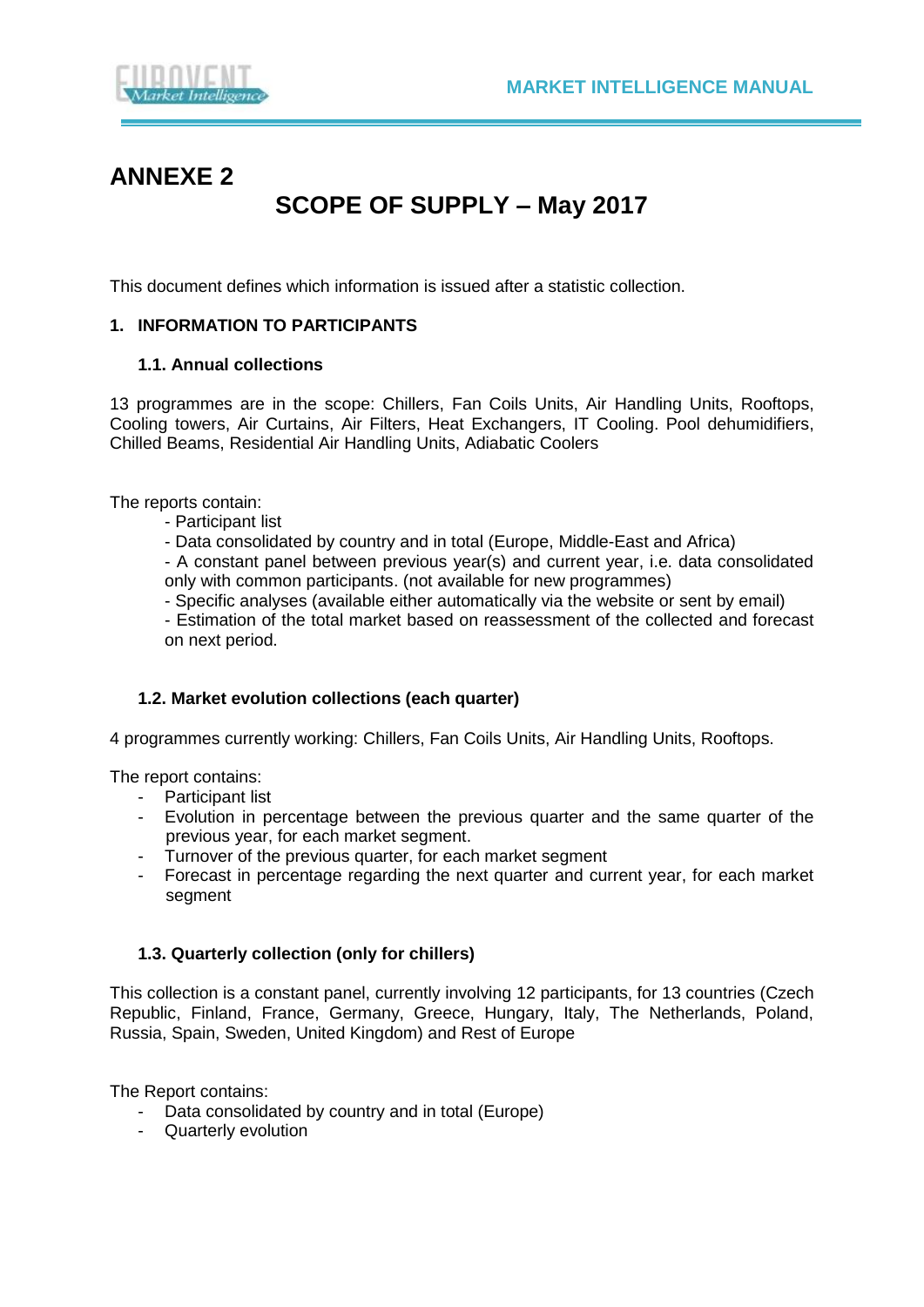# ANNEXE 2

## SCOPE OF SUPPLY – May 2017

This document defines which information is issued after a statistic collection.

### 1. INFORMATION TO PARTICIPANTS

#### 1.1. Annual collections

13 programmes are in the scope: Chillers, Fan Coils Units, Air Handling Units, Rooftops, Cooling towers, Air Curtains, Air Filters, Heat Exchangers, IT Cooling. Pool dehumidifiers, Chilled Beams, Residential Air Handling Units, Adiabatic Coolers

The reports contain:

- Participant list
- Data consolidated by country and in total (Europe, Middle-East and Africa)
- A constant panel between previous year(s) and current year, i.e. data consolidated only with common participants. (not available for new programmes)
- Specific analyses (available either automatically via the website or sent by email)
- Estimation of the total market based on reassessment of the collected and forecast on next period.

#### 1.2. Market evolution collections (each quarter)

4 programmes currently working: Chillers, Fan Coils Units, Air Handling Units, Rooftops.

The report contains:

- Participant list
- Evolution in percentage between the previous quarter and the same quarter of the previous year, for each market segment.
- Turnover of the previous quarter, for each market segment
- Forecast in percentage regarding the next quarter and current year, for each market segment

#### 1.3. Quarterly collection (only for chillers)

This collection is a constant panel, currently involving 12 participants, for 13 countries (Czech Republic, Finland, France, Germany, Greece, Hungary, Italy, The Netherlands, Poland, Russia, Spain, Sweden, United Kingdom) and Rest of Europe

The Report contains:

- Data consolidated by country and in total (Europe)
- Quarterly evolution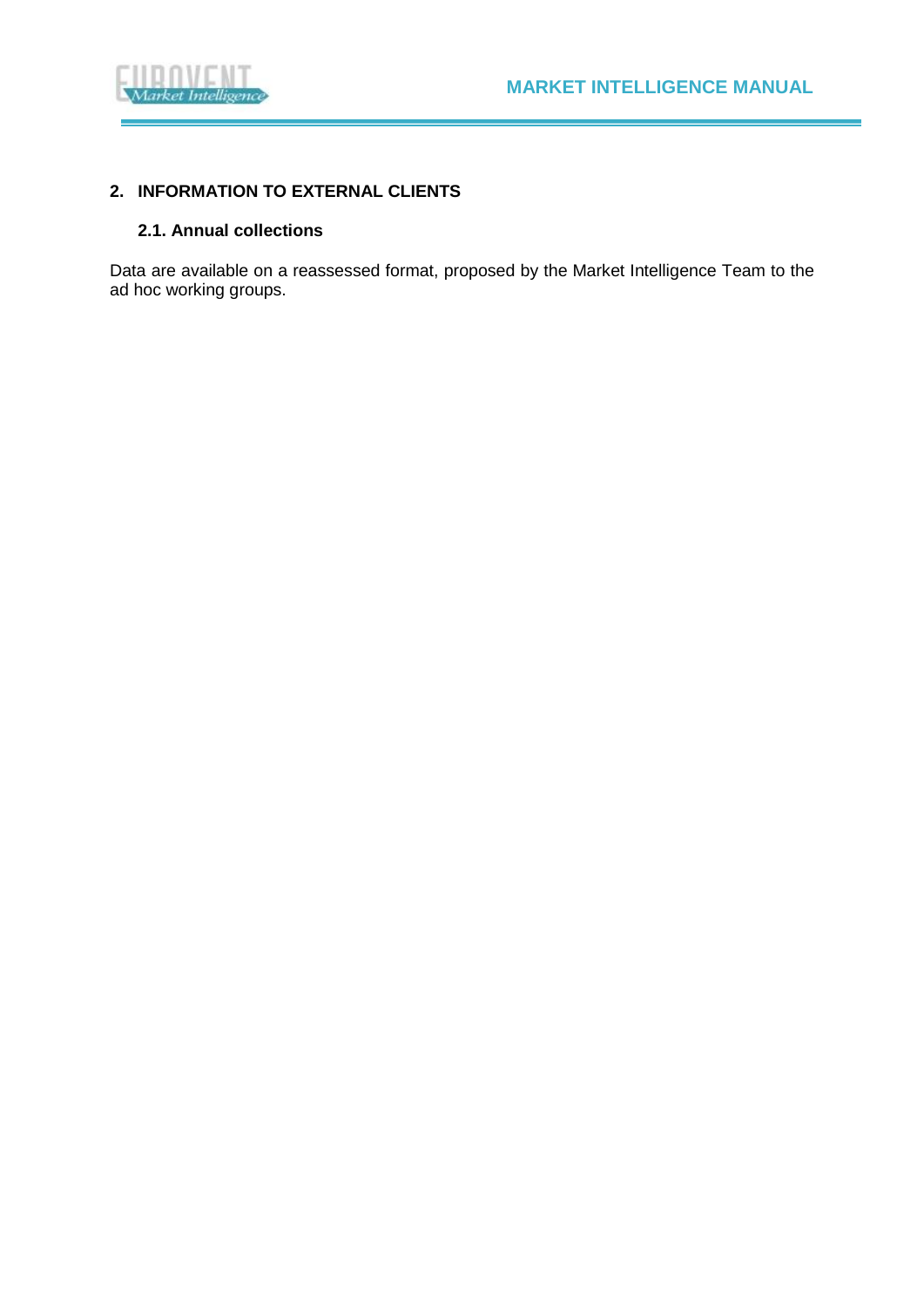## 2. INFORMATION TO EXTERNAL CLIENTS

### 2.1. Annual collections

Data are available on a reassessed format, proposed by the Market Intelligence Team to the ad hoc working groups.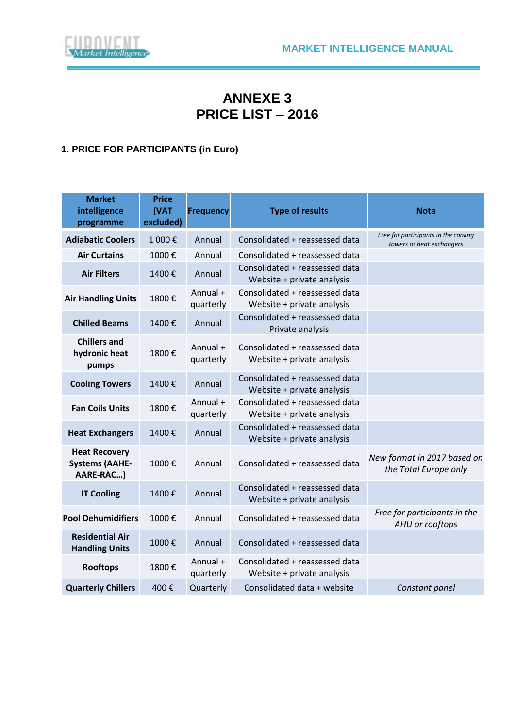# ANNEXE 3
# PRICE LIST – 2016

## 1. PRICE FOR PARTICIPANTS (in Euro)

| Market intelligence programme | Price (VAT excluded) | Frequency | Type of results | Nota |
|---|---|---|---|---|
| **Adiabatic Coolers** | 1 000 € | Annual | Consolidated + reassessed data | *Free for participants in the cooling towers or heat exchangers* |
| **Air Curtains** | 1000 € | Annual | Consolidated + reassessed data | |
| **Air Filters** | 1400 € | Annual | Consolidated + reassessed data Website + private analysis | |
| **Air Handling Units** | 1800 € | Annual + quarterly | Consolidated + reassessed data Website + private analysis | |
| **Chilled Beams** | 1400 € | Annual | Consolidated + reassessed data Private analysis | |
| **Chillers and hydronic heat pumps** | 1800 € | Annual + quarterly | Consolidated + reassessed data Website + private analysis | |
| **Cooling Towers** | 1400 € | Annual | Consolidated + reassessed data Website + private analysis | |
| **Fan Coils Units** | 1800 € | Annual + quarterly | Consolidated + reassessed data Website + private analysis | |
| **Heat Exchangers** | 1400 € | Annual | Consolidated + reassessed data Website + private analysis | |
| **Heat Recovery Systems (AAHE-AARE-RAC…)** | 1000 € | Annual | Consolidated + reassessed data | *New format in 2017 based on the Total Europe only* |
| **IT Cooling** | 1400 € | Annual | Consolidated + reassessed data Website + private analysis | |
| **Pool Dehumidifiers** | 1000 € | Annual | Consolidated + reassessed data | *Free for participants in the AHU or rooftops* |
| **Residential Air Handling Units** | 1000 € | Annual | Consolidated + reassessed data | |
| **Rooftops** | 1800 € | Annual + quarterly | Consolidated + reassessed data Website + private analysis | |
| **Quarterly Chillers** | 400 € | Quarterly | Consolidated data + website | *Constant panel* |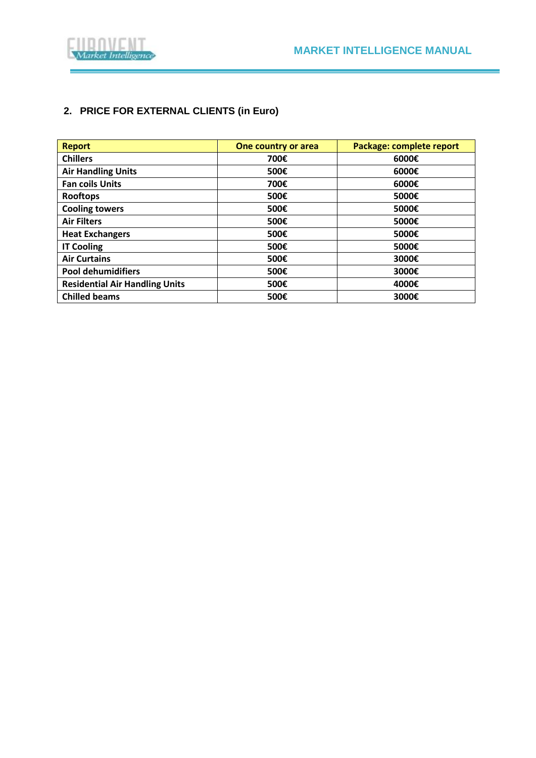## 2. PRICE FOR EXTERNAL CLIENTS (in Euro)

| Report | One country or area | Package: complete report |
|---|---|---|
| Chillers | 700€ | 6000€ |
| Air Handling Units | 500€ | 6000€ |
| Fan coils Units | 700€ | 6000€ |
| Rooftops | 500€ | 5000€ |
| Cooling towers | 500€ | 5000€ |
| Air Filters | 500€ | 5000€ |
| Heat Exchangers | 500€ | 5000€ |
| IT Cooling | 500€ | 5000€ |
| Air Curtains | 500€ | 3000€ |
| Pool dehumidifiers | 500€ | 3000€ |
| Residential Air Handling Units | 500€ | 4000€ |
| Chilled beams | 500€ | 3000€ |